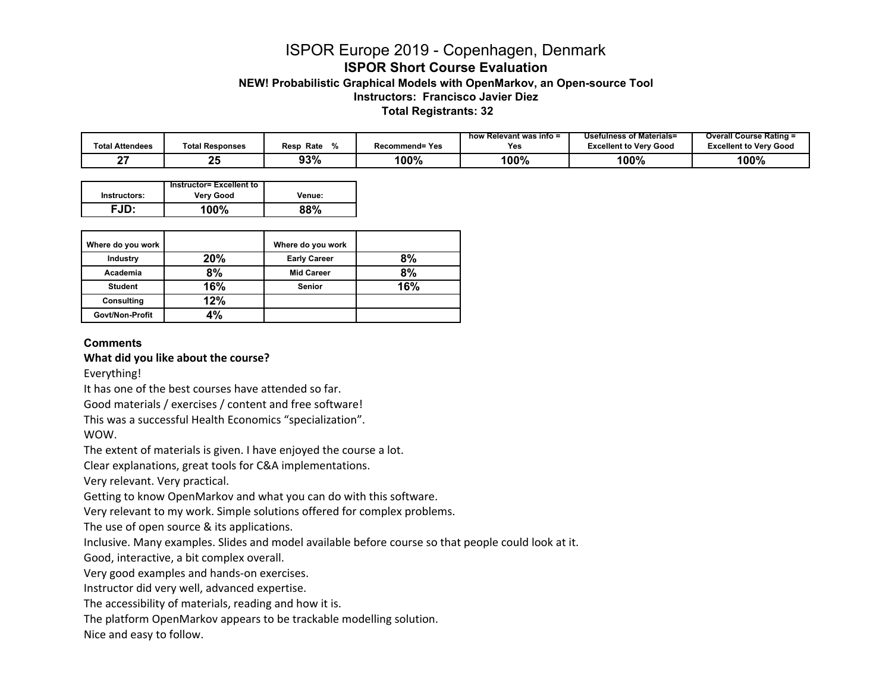# ISPOR Europe 2019 - Copenhagen, Denmark

## ISPOR Short Course Evaluation

### NEW! Probabilistic Graphical Models with OpenMarkov, an Open-source Tool

### Instructors: Francisco Javier Diez

### Total Registrants: 32

| Total Attendees | Total Responses | Resp Rate % | Recommend= Yes | how Relevant was info = Yes | Usefulness of Materials= Excellent to Very Good | Overall Course Rating = Excellent to Very Good |
|---|---|---|---|---|---|---|
| 27 | 25 | 93% | 100% | 100% | 100% | 100% |

| Instructors: | Instructor= Excellent to Very Good | Venue: |
|---|---|---|
| FJD: | 100% | 88% |

| Where do you work | | Where do you work | |
|---|---|---|---|
| Industry | 20% | Early Career | 8% |
| Academia | 8% | Mid Career | 8% |
| Student | 16% | Senior | 16% |
| Consulting | 12% | | |
| Govt/Non-Profit | 4% | | |

**Comments**

**What did you like about the course?**

Everything!

It has one of the best courses have attended so far.

Good materials / exercises / content and free software!

This was a successful Health Economics “specialization”.

WOW.

The extent of materials is given. I have enjoyed the course a lot.

Clear explanations, great tools for C&A implementations.

Very relevant. Very practical.

Getting to know OpenMarkov and what you can do with this software.

Very relevant to my work. Simple solutions offered for complex problems.

The use of open source & its applications.

Inclusive. Many examples. Slides and model available before course so that people could look at it.

Good, interactive, a bit complex overall.

Very good examples and hands-on exercises.

Instructor did very well, advanced expertise.

The accessibility of materials, reading and how it is.

The platform OpenMarkov appears to be trackable modelling solution.

Nice and easy to follow.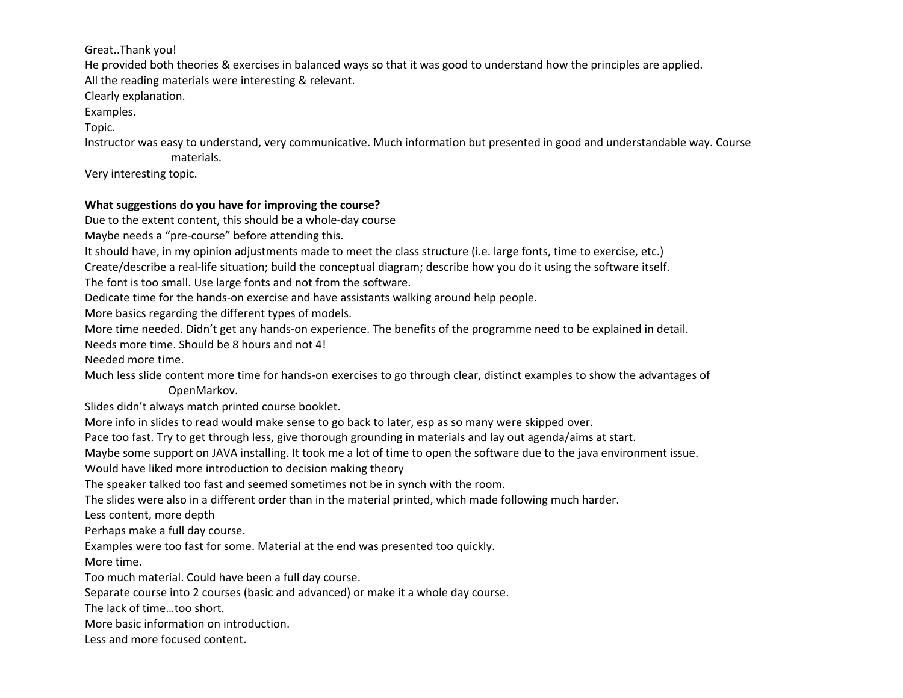Great..Thank you!

He provided both theories & exercises in balanced ways so that it was good to understand how the principles are applied.

All the reading materials were interesting & relevant.

Clearly explanation.

Examples.

Topic.

Instructor was easy to understand, very communicative. Much information but presented in good and understandable way. Course materials.

Very interesting topic.

**What suggestions do you have for improving the course?**

Due to the extent content, this should be a whole-day course

Maybe needs a "pre-course" before attending this.

It should have, in my opinion adjustments made to meet the class structure (i.e. large fonts, time to exercise, etc.)

Create/describe a real-life situation; build the conceptual diagram; describe how you do it using the software itself.

The font is too small. Use large fonts and not from the software.

Dedicate time for the hands-on exercise and have assistants walking around help people.

More basics regarding the different types of models.

More time needed. Didn't get any hands-on experience. The benefits of the programme need to be explained in detail.

Needs more time. Should be 8 hours and not 4!

Needed more time.

Much less slide content more time for hands-on exercises to go through clear, distinct examples to show the advantages of OpenMarkov.

Slides didn't always match printed course booklet.

More info in slides to read would make sense to go back to later, esp as so many were skipped over.

Pace too fast. Try to get through less, give thorough grounding in materials and lay out agenda/aims at start.

Maybe some support on JAVA installing. It took me a lot of time to open the software due to the java environment issue.

Would have liked more introduction to decision making theory

The speaker talked too fast and seemed sometimes not be in synch with the room.

The slides were also in a different order than in the material printed, which made following much harder.

Less content, more depth

Perhaps make a full day course.

Examples were too fast for some. Material at the end was presented too quickly.

More time.

Too much material. Could have been a full day course.

Separate course into 2 courses (basic and advanced) or make it a whole day course.

The lack of time…too short.

More basic information on introduction.

Less and more focused content.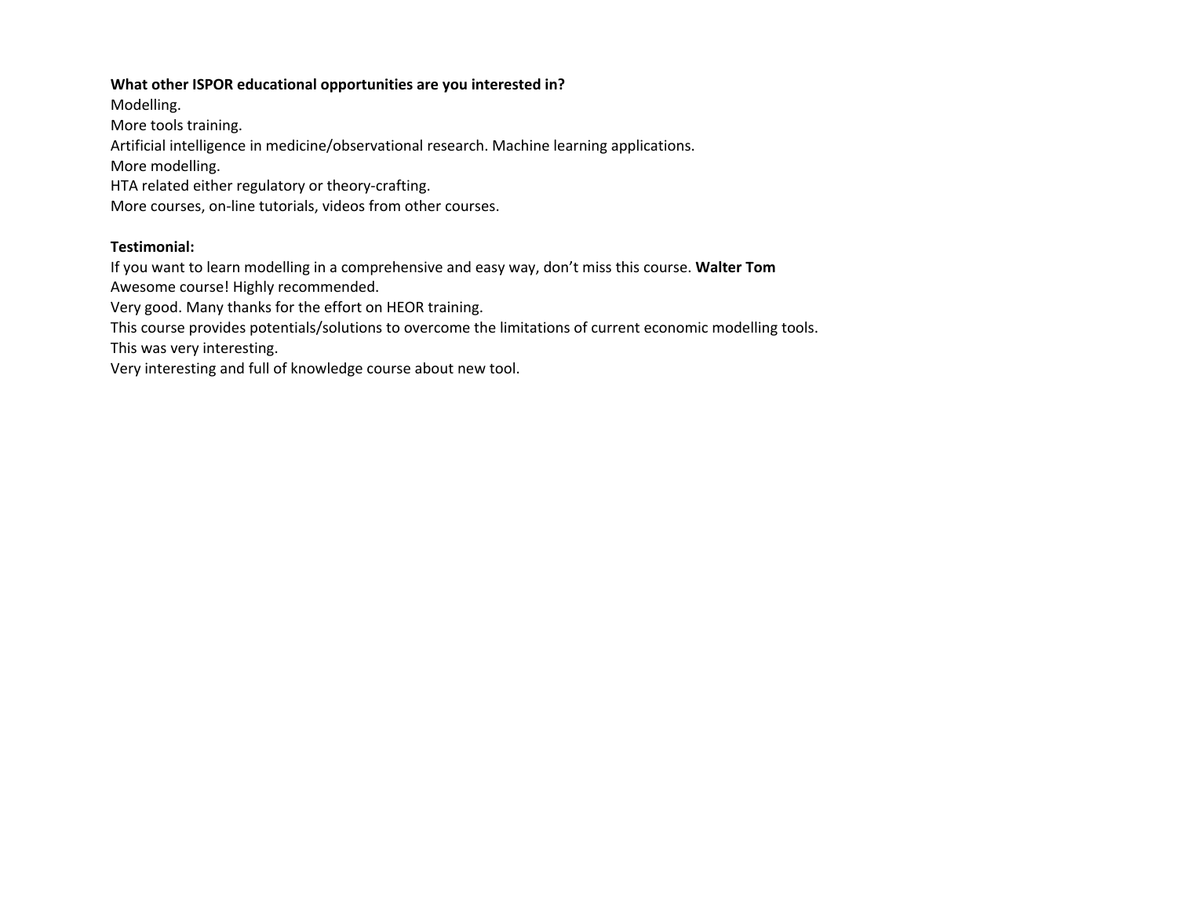**What other ISPOR educational opportunities are you interested in?**

Modelling.

More tools training.

Artificial intelligence in medicine/observational research. Machine learning applications.

More modelling.

HTA related either regulatory or theory-crafting.

More courses, on-line tutorials, videos from other courses.

**Testimonial:**

If you want to learn modelling in a comprehensive and easy way, don't miss this course. **Walter Tom**

Awesome course! Highly recommended.

Very good. Many thanks for the effort on HEOR training.

This course provides potentials/solutions to overcome the limitations of current economic modelling tools.

This was very interesting.

Very interesting and full of knowledge course about new tool.